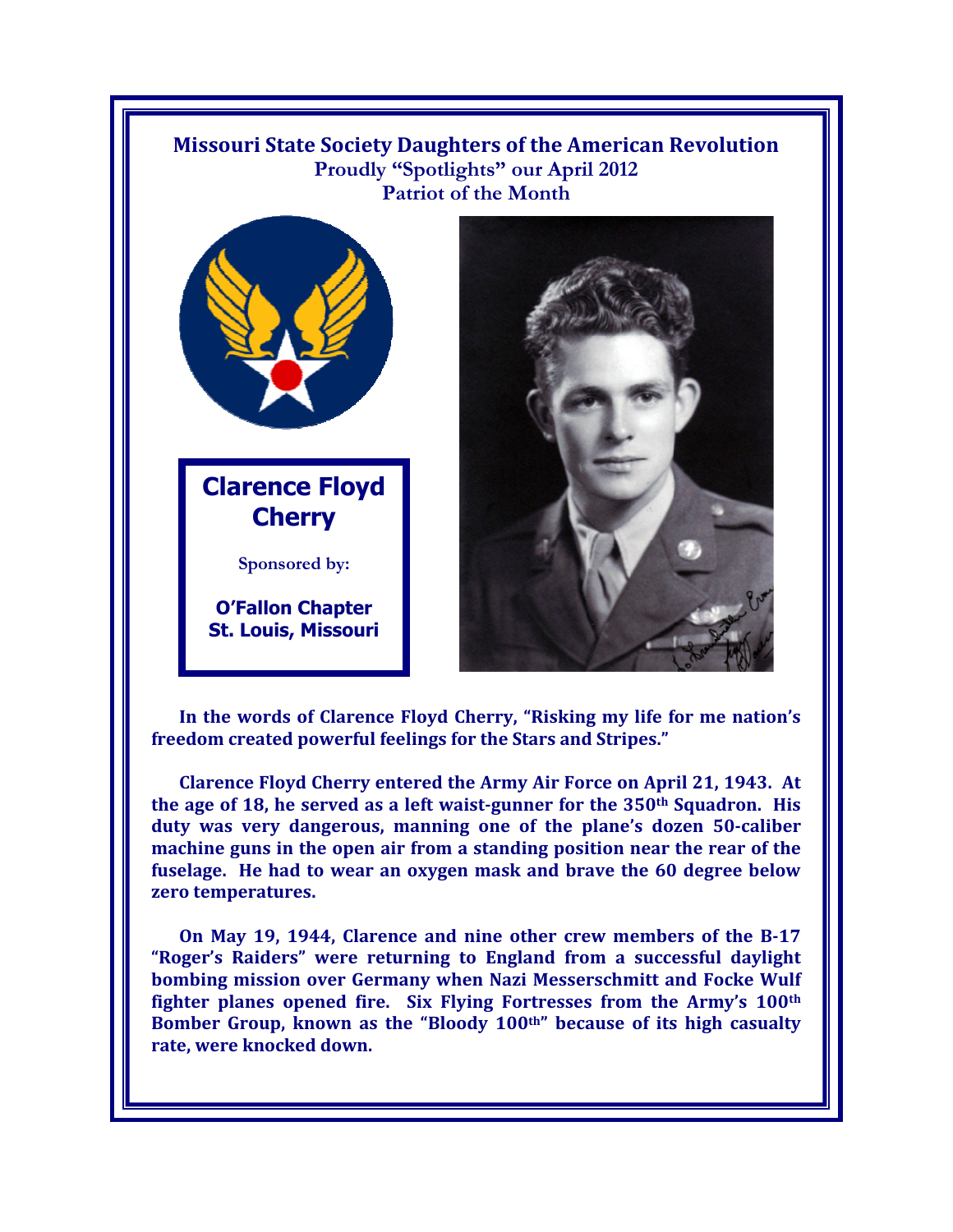# Missouri State Society Daughters of the American Revolution

**Proudly "Spotlights" our April 2012**
**Patriot of the Month**

## Clarence Floyd Cherry

Sponsored by:

**O'Fallon Chapter**
**St. Louis, Missouri**

**In the words of Clarence Floyd Cherry, "Risking my life for me nation's freedom created powerful feelings for the Stars and Stripes."**

**Clarence Floyd Cherry entered the Army Air Force on April 21, 1943. At the age of 18, he served as a left waist-gunner for the 350th Squadron. His duty was very dangerous, manning one of the plane's dozen 50-caliber machine guns in the open air from a standing position near the rear of the fuselage. He had to wear an oxygen mask and brave the 60 degree below zero temperatures.**

**On May 19, 1944, Clarence and nine other crew members of the B-17 "Roger's Raiders" were returning to England from a successful daylight bombing mission over Germany when Nazi Messerschmitt and Focke Wulf fighter planes opened fire. Six Flying Fortresses from the Army's 100th Bomber Group, known as the "Bloody 100th" because of its high casualty rate, were knocked down.**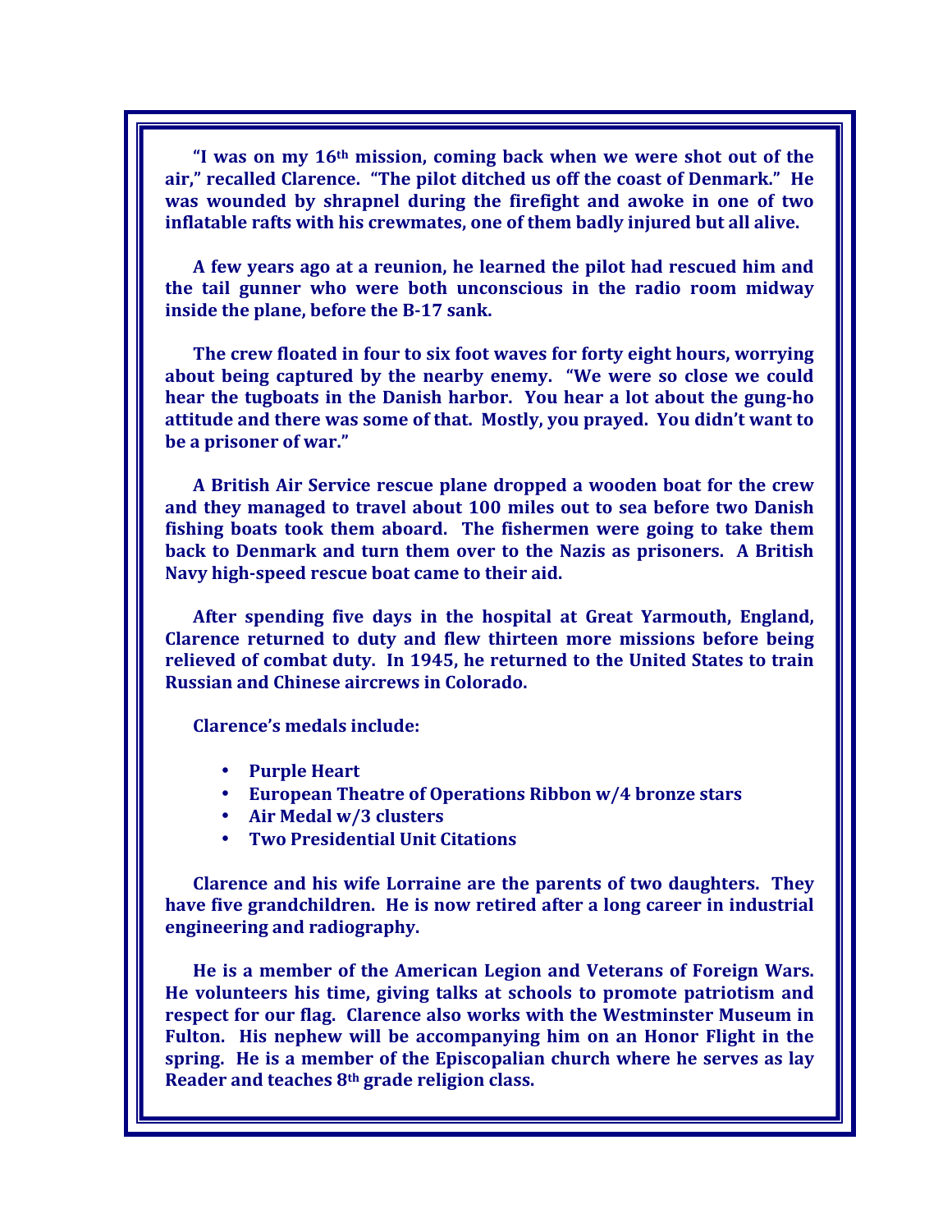**"I was on my 16th mission, coming back when we were shot out of the air," recalled Clarence. "The pilot ditched us off the coast of Denmark." He was wounded by shrapnel during the firefight and awoke in one of two inflatable rafts with his crewmates, one of them badly injured but all alive.**

**A few years ago at a reunion, he learned the pilot had rescued him and the tail gunner who were both unconscious in the radio room midway inside the plane, before the B-17 sank.**

**The crew floated in four to six foot waves for forty eight hours, worrying about being captured by the nearby enemy. "We were so close we could hear the tugboats in the Danish harbor. You hear a lot about the gung-ho attitude and there was some of that. Mostly, you prayed. You didn't want to be a prisoner of war."**

**A British Air Service rescue plane dropped a wooden boat for the crew and they managed to travel about 100 miles out to sea before two Danish fishing boats took them aboard. The fishermen were going to take them back to Denmark and turn them over to the Nazis as prisoners. A British Navy high-speed rescue boat came to their aid.**

**After spending five days in the hospital at Great Yarmouth, England, Clarence returned to duty and flew thirteen more missions before being relieved of combat duty. In 1945, he returned to the United States to train Russian and Chinese aircrews in Colorado.**

**Clarence's medals include:**

- **Purple Heart**
- **European Theatre of Operations Ribbon w/4 bronze stars**
- **Air Medal w/3 clusters**
- **Two Presidential Unit Citations**

**Clarence and his wife Lorraine are the parents of two daughters. They have five grandchildren. He is now retired after a long career in industrial engineering and radiography.**

**He is a member of the American Legion and Veterans of Foreign Wars. He volunteers his time, giving talks at schools to promote patriotism and respect for our flag. Clarence also works with the Westminster Museum in Fulton. His nephew will be accompanying him on an Honor Flight in the spring. He is a member of the Episcopalian church where he serves as lay Reader and teaches 8th grade religion class.**